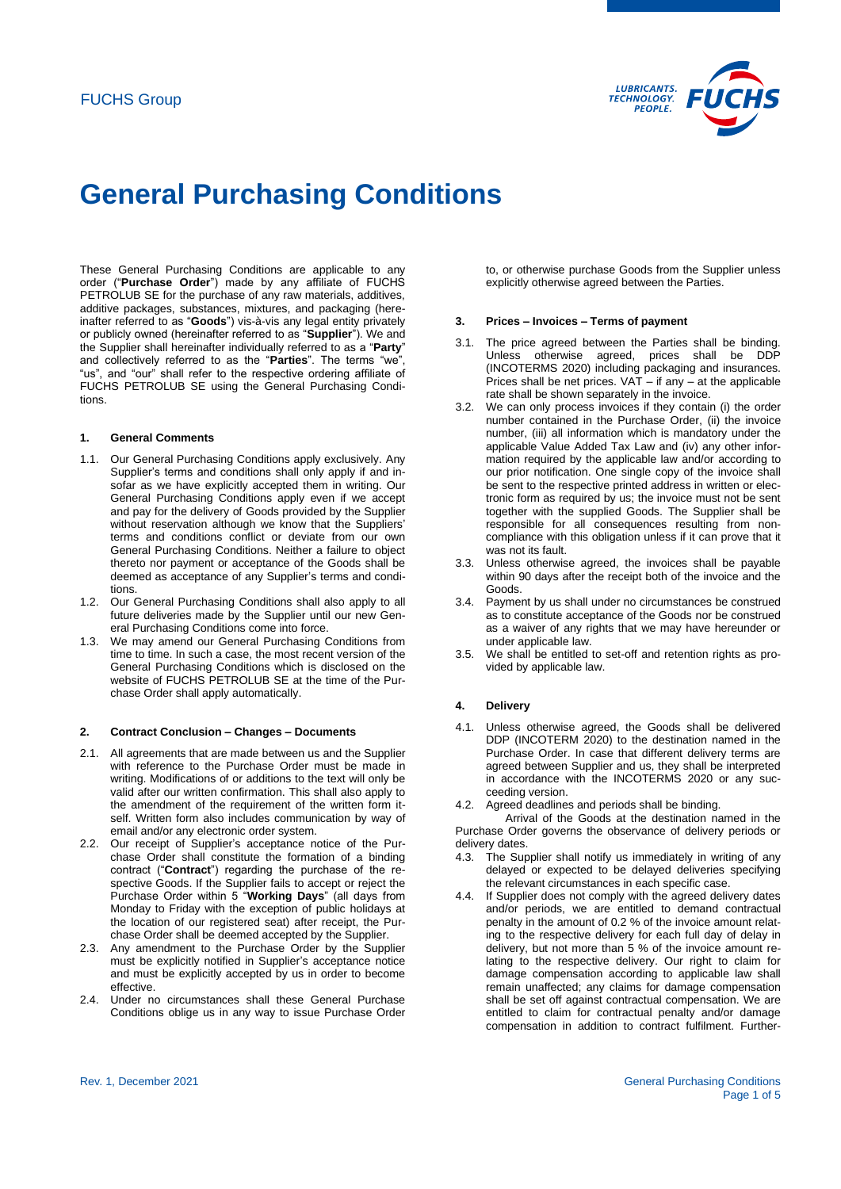# General Purchasing Conditions

These General Purchasing Conditions are applicable to any order ("**Purchase Order**") made by any affiliate of FUCHS PETROLUB SE for the purchase of any raw materials, additives, additive packages, substances, mixtures, and packaging (hereinafter referred to as "**Goods**") vis-à-vis any legal entity privately or publicly owned (hereinafter referred to as "**Supplier**"). We and the Supplier shall hereinafter individually referred to as a "**Party**" and collectively referred to as the "**Parties**". The terms "we", "us", and "our" shall refer to the respective ordering affiliate of FUCHS PETROLUB SE using the General Purchasing Conditions.

## 1. General Comments

1.1. Our General Purchasing Conditions apply exclusively. Any Supplier's terms and conditions shall only apply if and insofar as we have explicitly accepted them in writing. Our General Purchasing Conditions apply even if we accept and pay for the delivery of Goods provided by the Supplier without reservation although we know that the Suppliers' terms and conditions conflict or deviate from our own General Purchasing Conditions. Neither a failure to object thereto nor payment or acceptance of the Goods shall be deemed as acceptance of any Supplier's terms and conditions.

1.2. Our General Purchasing Conditions shall also apply to all future deliveries made by the Supplier until our new General Purchasing Conditions come into force.

1.3. We may amend our General Purchasing Conditions from time to time. In such a case, the most recent version of the General Purchasing Conditions which is disclosed on the website of FUCHS PETROLUB SE at the time of the Purchase Order shall apply automatically.

## 2. Contract Conclusion – Changes – Documents

2.1. All agreements that are made between us and the Supplier with reference to the Purchase Order must be made in writing. Modifications of or additions to the text will only be valid after our written confirmation. This shall also apply to the amendment of the requirement of the written form itself. Written form also includes communication by way of email and/or any electronic order system.

2.2. Our receipt of Supplier's acceptance notice of the Purchase Order shall constitute the formation of a binding contract ("**Contract**") regarding the purchase of the respective Goods. If the Supplier fails to accept or reject the Purchase Order within 5 "**Working Days**" (all days from Monday to Friday with the exception of public holidays at the location of our registered seat) after receipt, the Purchase Order shall be deemed accepted by the Supplier.

2.3. Any amendment to the Purchase Order by the Supplier must be explicitly notified in Supplier's acceptance notice and must be explicitly accepted by us in order to become effective.

2.4. Under no circumstances shall these General Purchase Conditions oblige us in any way to issue Purchase Order to, or otherwise purchase Goods from the Supplier unless explicitly otherwise agreed between the Parties.

## 3. Prices – Invoices – Terms of payment

3.1. The price agreed between the Parties shall be binding. Unless otherwise agreed, prices shall be DDP (INCOTERMS 2020) including packaging and insurances. Prices shall be net prices. VAT – if any – at the applicable rate shall be shown separately in the invoice.

3.2. We can only process invoices if they contain (i) the order number contained in the Purchase Order, (ii) the invoice number, (iii) all information which is mandatory under the applicable Value Added Tax Law and (iv) any other information required by the applicable law and/or according to our prior notification. One single copy of the invoice shall be sent to the respective printed address in written or electronic form as required by us; the invoice must not be sent together with the supplied Goods. The Supplier shall be responsible for all consequences resulting from non-compliance with this obligation unless if it can prove that it was not its fault.

3.3. Unless otherwise agreed, the invoices shall be payable within 90 days after the receipt both of the invoice and the Goods.

3.4. Payment by us shall under no circumstances be construed as to constitute acceptance of the Goods nor be construed as a waiver of any rights that we may have hereunder or under applicable law.

3.5. We shall be entitled to set-off and retention rights as provided by applicable law.

## 4. Delivery

4.1. Unless otherwise agreed, the Goods shall be delivered DDP (INCOTERM 2020) to the destination named in the Purchase Order. In case that different delivery terms are agreed between Supplier and us, they shall be interpreted in accordance with the INCOTERMS 2020 or any succeeding version.

4.2. Agreed deadlines and periods shall be binding.

Arrival of the Goods at the destination named in the Purchase Order governs the observance of delivery periods or delivery dates.

4.3. The Supplier shall notify us immediately in writing of any delayed or expected to be delayed deliveries specifying the relevant circumstances in each specific case.

4.4. If Supplier does not comply with the agreed delivery dates and/or periods, we are entitled to demand contractual penalty in the amount of 0.2 % of the invoice amount relating to the respective delivery for each full day of delay in delivery, but not more than 5 % of the invoice amount relating to the respective delivery. Our right to claim for damage compensation according to applicable law shall remain unaffected; any claims for damage compensation shall be set off against contractual compensation. We are entitled to claim for contractual penalty and/or damage compensation in addition to contract fulfilment. Further-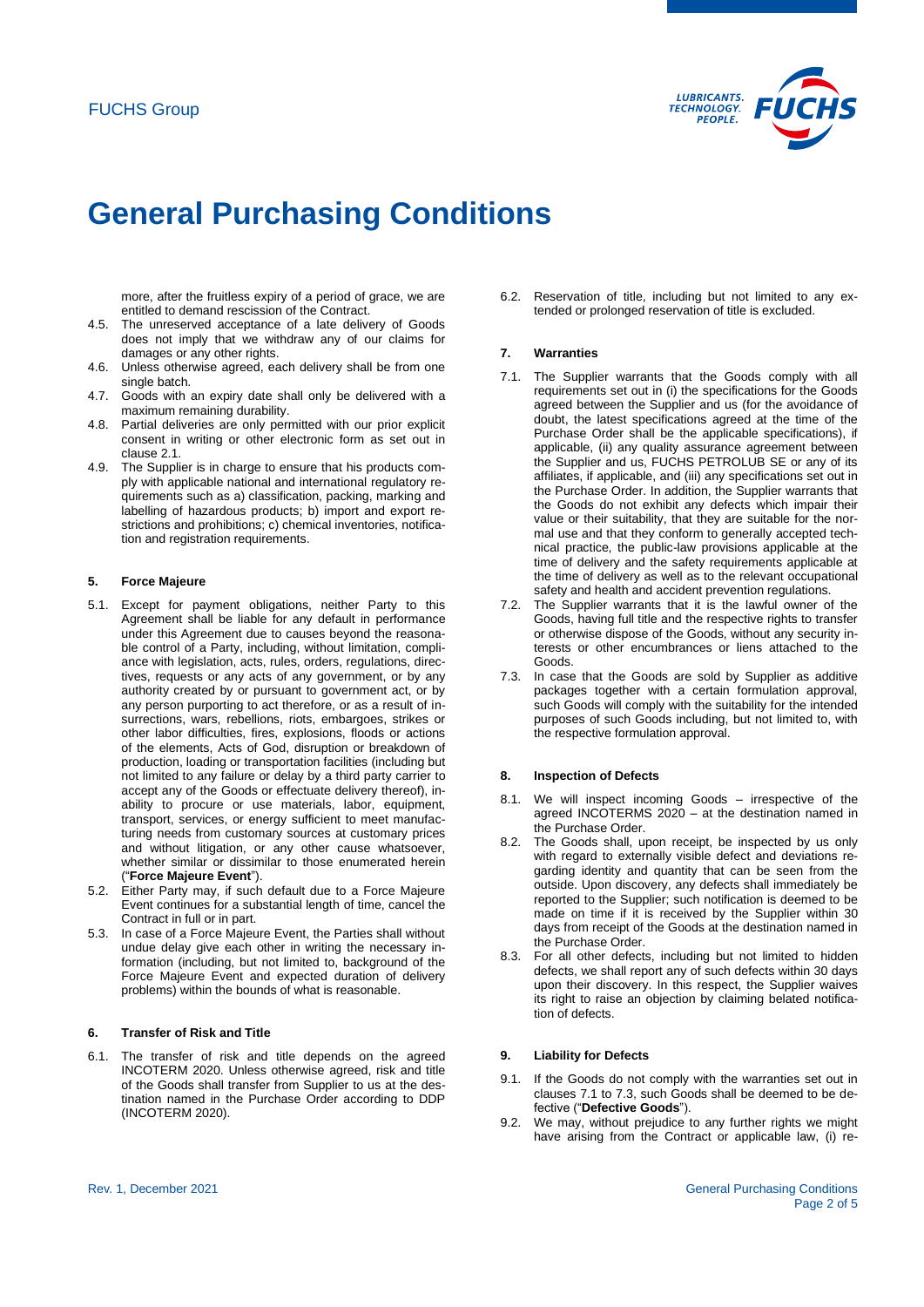more, after the fruitless expiry of a period of grace, we are entitled to demand rescission of the Contract.

4.5. The unreserved acceptance of a late delivery of Goods does not imply that we withdraw any of our claims for damages or any other rights.

4.6. Unless otherwise agreed, each delivery shall be from one single batch.

4.7. Goods with an expiry date shall only be delivered with a maximum remaining durability.

4.8. Partial deliveries are only permitted with our prior explicit consent in writing or other electronic form as set out in clause 2.1.

4.9. The Supplier is in charge to ensure that his products comply with applicable national and international regulatory requirements such as a) classification, packing, marking and labelling of hazardous products; b) import and export restrictions and prohibitions; c) chemical inventories, notification and registration requirements.

## 5. Force Majeure

5.1. Except for payment obligations, neither Party to this Agreement shall be liable for any default in performance under this Agreement due to causes beyond the reasonable control of a Party, including, without limitation, compliance with legislation, acts, rules, orders, regulations, directives, requests or any acts of any government, or by any authority created by or pursuant to government act, or by any person purporting to act therefore, or as a result of insurrections, wars, rebellions, riots, embargoes, strikes or other labor difficulties, fires, explosions, floods or actions of the elements, Acts of God, disruption or breakdown of production, loading or transportation facilities (including but not limited to any failure or delay by a third party carrier to accept any of the Goods or effectuate delivery thereof), inability to procure or use materials, labor, equipment, transport, services, or energy sufficient to meet manufacturing needs from customary sources at customary prices and without litigation, or any other cause whatsoever, whether similar or dissimilar to those enumerated herein ("**Force Majeure Event**").

5.2. Either Party may, if such default due to a Force Majeure Event continues for a substantial length of time, cancel the Contract in full or in part.

5.3. In case of a Force Majeure Event, the Parties shall without undue delay give each other in writing the necessary information (including, but not limited to, background of the Force Majeure Event and expected duration of delivery problems) within the bounds of what is reasonable.

## 6. Transfer of Risk and Title

6.1. The transfer of risk and title depends on the agreed INCOTERM 2020. Unless otherwise agreed, risk and title of the Goods shall transfer from Supplier to us at the destination named in the Purchase Order according to DDP (INCOTERM 2020).

6.2. Reservation of title, including but not limited to any extended or prolonged reservation of title is excluded.

## 7. Warranties

7.1. The Supplier warrants that the Goods comply with all requirements set out in (i) the specifications for the Goods agreed between the Supplier and us (for the avoidance of doubt, the latest specifications agreed at the time of the Purchase Order shall be the applicable specifications), if applicable, (ii) any quality assurance agreement between the Supplier and us, FUCHS PETROLUB SE or any of its affiliates, if applicable, and (iii) any specifications set out in the Purchase Order. In addition, the Supplier warrants that the Goods do not exhibit any defects which impair their value or their suitability, that they are suitable for the normal use and that they conform to generally accepted technical practice, the public-law provisions applicable at the time of delivery and the safety requirements applicable at the time of delivery as well as to the relevant occupational safety and health and accident prevention regulations.

7.2. The Supplier warrants that it is the lawful owner of the Goods, having full title and the respective rights to transfer or otherwise dispose of the Goods, without any security interests or other encumbrances or liens attached to the Goods.

7.3. In case that the Goods are sold by Supplier as additive packages together with a certain formulation approval, such Goods will comply with the suitability for the intended purposes of such Goods including, but not limited to, with the respective formulation approval.

## 8. Inspection of Defects

8.1. We will inspect incoming Goods – irrespective of the agreed INCOTERMS 2020 – at the destination named in the Purchase Order.

8.2. The Goods shall, upon receipt, be inspected by us only with regard to externally visible defect and deviations regarding identity and quantity that can be seen from the outside. Upon discovery, any defects shall immediately be reported to the Supplier; such notification is deemed to be made on time if it is received by the Supplier within 30 days from receipt of the Goods at the destination named in the Purchase Order.

8.3. For all other defects, including but not limited to hidden defects, we shall report any of such defects within 30 days upon their discovery. In this respect, the Supplier waives its right to raise an objection by claiming belated notification of defects.

## 9. Liability for Defects

9.1. If the Goods do not comply with the warranties set out in clauses 7.1 to 7.3, such Goods shall be deemed to be defective ("**Defective Goods**").

9.2. We may, without prejudice to any further rights we might have arising from the Contract or applicable law, (i) re-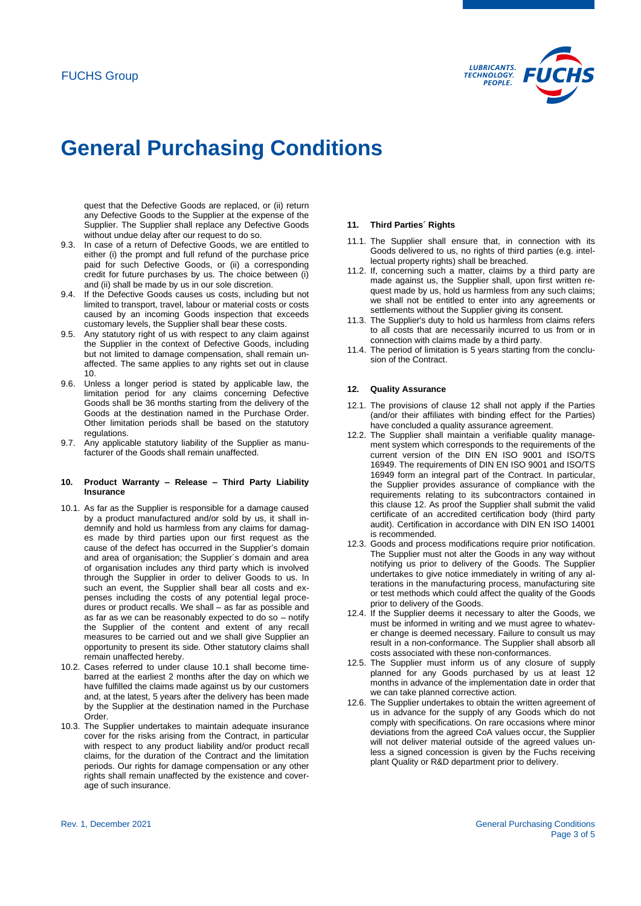quest that the Defective Goods are replaced, or (ii) return any Defective Goods to the Supplier at the expense of the Supplier. The Supplier shall replace any Defective Goods without undue delay after our request to do so.

9.3. In case of a return of Defective Goods, we are entitled to either (i) the prompt and full refund of the purchase price paid for such Defective Goods, or (ii) a corresponding credit for future purchases by us. The choice between (i) and (ii) shall be made by us in our sole discretion.

9.4. If the Defective Goods causes us costs, including but not limited to transport, travel, labour or material costs or costs caused by an incoming Goods inspection that exceeds customary levels, the Supplier shall bear these costs.

9.5. Any statutory right of us with respect to any claim against the Supplier in the context of Defective Goods, including but not limited to damage compensation, shall remain unaffected. The same applies to any rights set out in clause 10.

9.6. Unless a longer period is stated by applicable law, the limitation period for any claims concerning Defective Goods shall be 36 months starting from the delivery of the Goods at the destination named in the Purchase Order. Other limitation periods shall be based on the statutory regulations.

9.7. Any applicable statutory liability of the Supplier as manufacturer of the Goods shall remain unaffected.

#### 10. Product Warranty – Release – Third Party Liability Insurance

10.1. As far as the Supplier is responsible for a damage caused by a product manufactured and/or sold by us, it shall indemnify and hold us harmless from any claims for damages made by third parties upon our first request as the cause of the defect has occurred in the Supplier's domain and area of organisation; the Supplier´s domain and area of organisation includes any third party which is involved through the Supplier in order to deliver Goods to us. In such an event, the Supplier shall bear all costs and expenses including the costs of any potential legal procedures or product recalls. We shall – as far as possible and as far as we can be reasonably expected to do so – notify the Supplier of the content and extent of any recall measures to be carried out and we shall give Supplier an opportunity to present its side. Other statutory claims shall remain unaffected hereby.

10.2. Cases referred to under clause 10.1 shall become time-barred at the earliest 2 months after the day on which we have fulfilled the claims made against us by our customers and, at the latest, 5 years after the delivery has been made by the Supplier at the destination named in the Purchase Order.

10.3. The Supplier undertakes to maintain adequate insurance cover for the risks arising from the Contract, in particular with respect to any product liability and/or product recall claims, for the duration of the Contract and the limitation periods. Our rights for damage compensation or any other rights shall remain unaffected by the existence and coverage of such insurance.

#### 11. Third Parties´ Rights

11.1. The Supplier shall ensure that, in connection with its Goods delivered to us, no rights of third parties (e.g. intellectual property rights) shall be breached.

11.2. If, concerning such a matter, claims by a third party are made against us, the Supplier shall, upon first written request made by us, hold us harmless from any such claims; we shall not be entitled to enter into any agreements or settlements without the Supplier giving its consent.

11.3. The Supplier's duty to hold us harmless from claims refers to all costs that are necessarily incurred to us from or in connection with claims made by a third party.

11.4. The period of limitation is 5 years starting from the conclusion of the Contract.

#### 12. Quality Assurance

12.1. The provisions of clause 12 shall not apply if the Parties (and/or their affiliates with binding effect for the Parties) have concluded a quality assurance agreement.

12.2. The Supplier shall maintain a verifiable quality management system which corresponds to the requirements of the current version of the DIN EN ISO 9001 and ISO/TS 16949. The requirements of DIN EN ISO 9001 and ISO/TS 16949 form an integral part of the Contract. In particular, the Supplier provides assurance of compliance with the requirements relating to its subcontractors contained in this clause 12. As proof the Supplier shall submit the valid certificate of an accredited certification body (third party audit). Certification in accordance with DIN EN ISO 14001 is recommended.

12.3. Goods and process modifications require prior notification. The Supplier must not alter the Goods in any way without notifying us prior to delivery of the Goods. The Supplier undertakes to give notice immediately in writing of any alterations in the manufacturing process, manufacturing site or test methods which could affect the quality of the Goods prior to delivery of the Goods.

12.4. If the Supplier deems it necessary to alter the Goods, we must be informed in writing and we must agree to whatever change is deemed necessary. Failure to consult us may result in a non-conformance. The Supplier shall absorb all costs associated with these non-conformances.

12.5. The Supplier must inform us of any closure of supply planned for any Goods purchased by us at least 12 months in advance of the implementation date in order that we can take planned corrective action.

12.6. The Supplier undertakes to obtain the written agreement of us in advance for the supply of any Goods which do not comply with specifications. On rare occasions where minor deviations from the agreed CoA values occur, the Supplier will not deliver material outside of the agreed values unless a signed concession is given by the Fuchs receiving plant Quality or R&D department prior to delivery.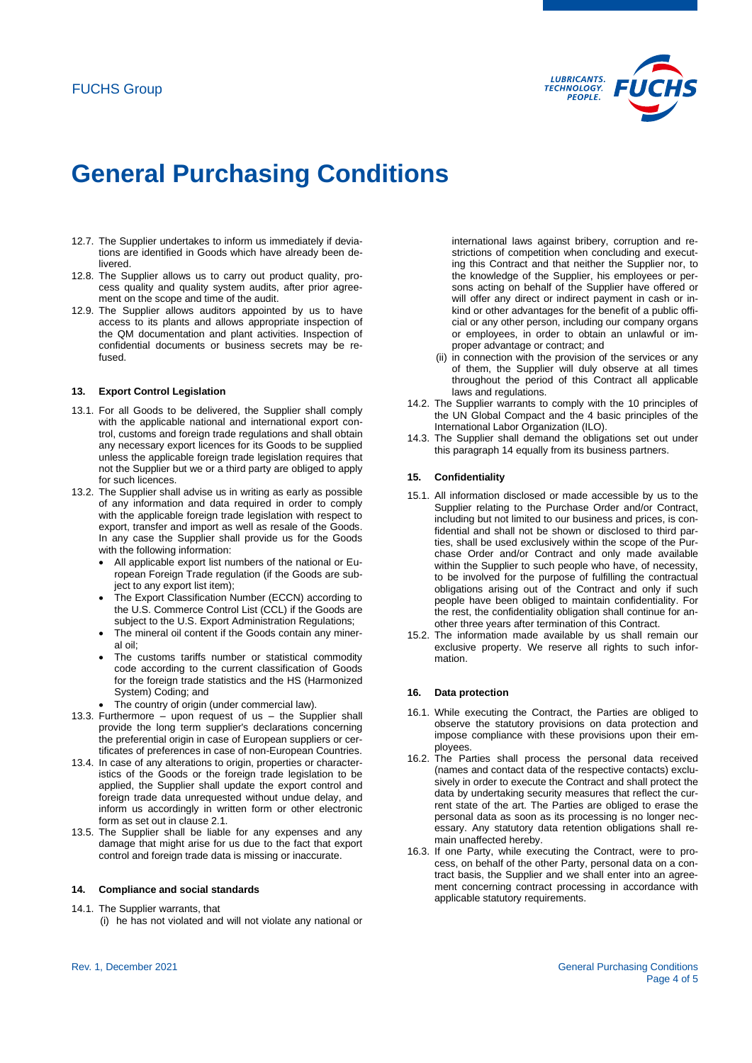12.7. The Supplier undertakes to inform us immediately if deviations are identified in Goods which have already been delivered.

12.8. The Supplier allows us to carry out product quality, process quality and quality system audits, after prior agreement on the scope and time of the audit.

12.9. The Supplier allows auditors appointed by us to have access to its plants and allows appropriate inspection of the QM documentation and plant activities. Inspection of confidential documents or business secrets may be refused.

#### 13. Export Control Legislation

13.1. For all Goods to be delivered, the Supplier shall comply with the applicable national and international export control, customs and foreign trade regulations and shall obtain any necessary export licences for its Goods to be supplied unless the applicable foreign trade legislation requires that not the Supplier but we or a third party are obliged to apply for such licences.

13.2. The Supplier shall advise us in writing as early as possible of any information and data required in order to comply with the applicable foreign trade legislation with respect to export, transfer and import as well as resale of the Goods. In any case the Supplier shall provide us for the Goods with the following information:

- All applicable export list numbers of the national or European Foreign Trade regulation (if the Goods are subject to any export list item);
- The Export Classification Number (ECCN) according to the U.S. Commerce Control List (CCL) if the Goods are subject to the U.S. Export Administration Regulations;
- The mineral oil content if the Goods contain any mineral oil;
- The customs tariffs number or statistical commodity code according to the current classification of Goods for the foreign trade statistics and the HS (Harmonized System) Coding; and
- The country of origin (under commercial law).

13.3. Furthermore – upon request of us – the Supplier shall provide the long term supplier's declarations concerning the preferential origin in case of European suppliers or certificates of preferences in case of non-European Countries.

13.4. In case of any alterations to the origin, properties or characteristics of the Goods or the foreign trade legislation to be applied, the Supplier shall update the export control and foreign trade data unrequested without undue delay, and inform us accordingly in written form or other electronic form as set out in clause 2.1.

13.5. The Supplier shall be liable for any expenses and any damage that might arise for us due to the fact that export control and foreign trade data is missing or inaccurate.

#### 14. Compliance and social standards

14.1. The Supplier warrants, that

(i) he has not violated and will not violate any national or international laws against bribery, corruption and restrictions of competition when concluding and executing this Contract and that neither the Supplier nor, to the knowledge of the Supplier, his employees or persons acting on behalf of the Supplier have offered or will offer any direct or indirect payment in cash or in-kind or other advantages for the benefit of a public official or any other person, including our company organs or employees, in order to obtain an unlawful or improper advantage or contract; and

(ii) in connection with the provision of the services or any of them, the Supplier will duly observe at all times throughout the period of this Contract all applicable laws and regulations.

14.2. The Supplier warrants to comply with the 10 principles of the UN Global Compact and the 4 basic principles of the International Labor Organization (ILO).

14.3. The Supplier shall demand the obligations set out under this paragraph 14 equally from its business partners.

#### 15. Confidentiality

15.1. All information disclosed or made accessible by us to the Supplier relating to the Purchase Order and/or Contract, including but not limited to our business and prices, is confidential and shall not be shown or disclosed to third parties, shall be used exclusively within the scope of the Purchase Order and/or Contract and only made available within the Supplier to such people who have, of necessity, to be involved for the purpose of fulfilling the contractual obligations arising out of the Contract and only if such people have been obliged to maintain confidentiality. For the rest, the confidentiality obligation shall continue for another three years after termination of this Contract.

15.2. The information made available by us shall remain our exclusive property. We reserve all rights to such information.

#### 16. Data protection

16.1. While executing the Contract, the Parties are obliged to observe the statutory provisions on data protection and impose compliance with these provisions upon their employees.

16.2. The Parties shall process the personal data received (names and contact data of the respective contacts) exclusively in order to execute the Contract and shall protect the data by undertaking security measures that reflect the current state of the art. The Parties are obliged to erase the personal data as soon as its processing is no longer necessary. Any statutory data retention obligations shall remain unaffected hereby.

16.3. If one Party, while executing the Contract, were to process, on behalf of the other Party, personal data on a contract basis, the Supplier and we shall enter into an agreement concerning contract processing in accordance with applicable statutory requirements.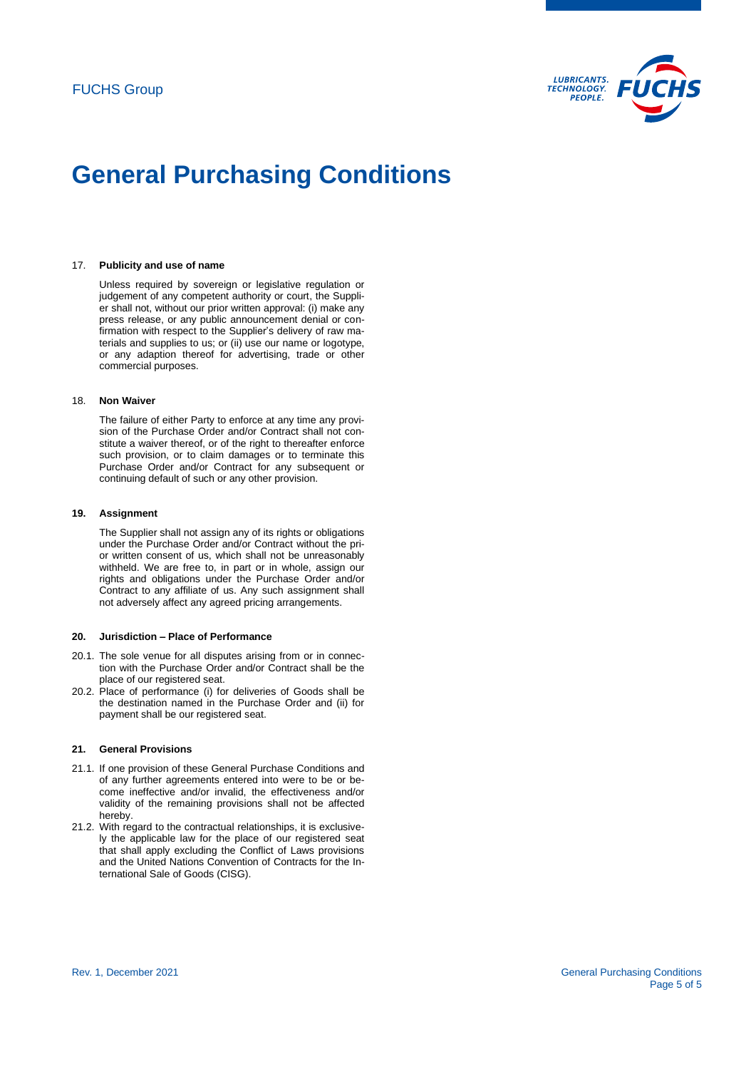# General Purchasing Conditions

### 17. Publicity and use of name

Unless required by sovereign or legislative regulation or judgement of any competent authority or court, the Supplier shall not, without our prior written approval: (i) make any press release, or any public announcement denial or confirmation with respect to the Supplier's delivery of raw materials and supplies to us; or (ii) use our name or logotype, or any adaption thereof for advertising, trade or other commercial purposes.

### 18. Non Waiver

The failure of either Party to enforce at any time any provision of the Purchase Order and/or Contract shall not constitute a waiver thereof, or of the right to thereafter enforce such provision, or to claim damages or to terminate this Purchase Order and/or Contract for any subsequent or continuing default of such or any other provision.

### 19. Assignment

The Supplier shall not assign any of its rights or obligations under the Purchase Order and/or Contract without the prior written consent of us, which shall not be unreasonably withheld. We are free to, in part or in whole, assign our rights and obligations under the Purchase Order and/or Contract to any affiliate of us. Any such assignment shall not adversely affect any agreed pricing arrangements.

### 20. Jurisdiction – Place of Performance

20.1. The sole venue for all disputes arising from or in connection with the Purchase Order and/or Contract shall be the place of our registered seat.

20.2. Place of performance (i) for deliveries of Goods shall be the destination named in the Purchase Order and (ii) for payment shall be our registered seat.

### 21. General Provisions

21.1. If one provision of these General Purchase Conditions and of any further agreements entered into were to be or become ineffective and/or invalid, the effectiveness and/or validity of the remaining provisions shall not be affected hereby.

21.2. With regard to the contractual relationships, it is exclusively the applicable law for the place of our registered seat that shall apply excluding the Conflict of Laws provisions and the United Nations Convention of Contracts for the International Sale of Goods (CISG).